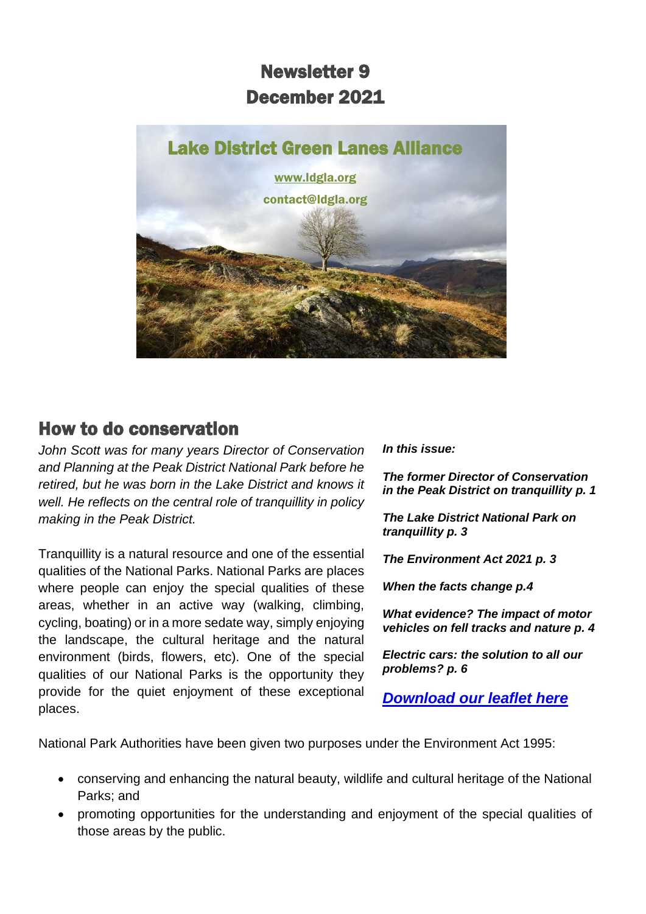# Newsletter 9
# December 2021

Lake District Green Lanes Alliance

www.ldgla.org

contact@ldgla.org

## How to do conservation

*John Scott was for many years Director of Conservation and Planning at the Peak District National Park before he retired, but he was born in the Lake District and knows it well. He reflects on the central role of tranquillity in policy making in the Peak District.*

Tranquillity is a natural resource and one of the essential qualities of the National Parks. National Parks are places where people can enjoy the special qualities of these areas, whether in an active way (walking, climbing, cycling, boating) or in a more sedate way, simply enjoying the landscape, the cultural heritage and the natural environment (birds, flowers, etc). One of the special qualities of our National Parks is the opportunity they provide for the quiet enjoyment of these exceptional places.

***In this issue:***

***The former Director of Conservation in the Peak District on tranquillity p. 1***

***The Lake District National Park on tranquillity p. 3***

***The Environment Act 2021 p. 3***

***When the facts change p.4***

***What evidence? The impact of motor vehicles on fell tracks and nature p. 4***

***Electric cars: the solution to all our problems? p. 6***

***Download our leaflet here***

National Park Authorities have been given two purposes under the Environment Act 1995:

- conserving and enhancing the natural beauty, wildlife and cultural heritage of the National Parks; and
- promoting opportunities for the understanding and enjoyment of the special qualities of those areas by the public.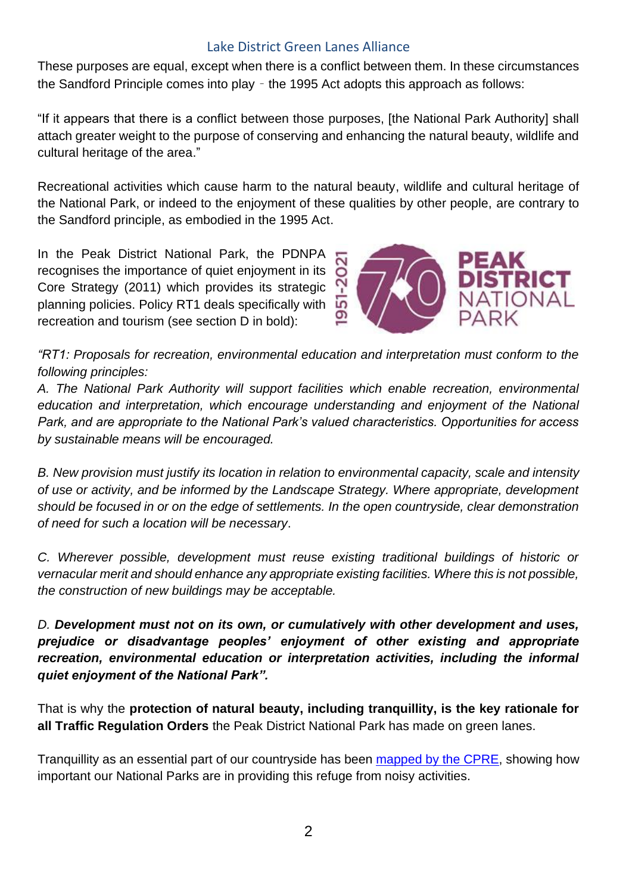These purposes are equal, except when there is a conflict between them. In these circumstances the Sandford Principle comes into play ‐ the 1995 Act adopts this approach as follows:

"If it appears that there is a conflict between those purposes, [the National Park Authority] shall attach greater weight to the purpose of conserving and enhancing the natural beauty, wildlife and cultural heritage of the area."

Recreational activities which cause harm to the natural beauty, wildlife and cultural heritage of the National Park, or indeed to the enjoyment of these qualities by other people, are contrary to the Sandford principle, as embodied in the 1995 Act.

In the Peak District National Park, the PDNPA recognises the importance of quiet enjoyment in its Core Strategy (2011) which provides its strategic planning policies. Policy RT1 deals specifically with recreation and tourism (see section D in bold):

*"RT1: Proposals for recreation, environmental education and interpretation must conform to the following principles:*

*A. The National Park Authority will support facilities which enable recreation, environmental education and interpretation, which encourage understanding and enjoyment of the National Park, and are appropriate to the National Park's valued characteristics. Opportunities for access by sustainable means will be encouraged.*

*B. New provision must justify its location in relation to environmental capacity, scale and intensity of use or activity, and be informed by the Landscape Strategy. Where appropriate, development should be focused in or on the edge of settlements. In the open countryside, clear demonstration of need for such a location will be necessary.*

*C. Wherever possible, development must reuse existing traditional buildings of historic or vernacular merit and should enhance any appropriate existing facilities. Where this is not possible, the construction of new buildings may be acceptable.*

*D.* ***Development must not on its own, or cumulatively with other development and uses, prejudice or disadvantage peoples' enjoyment of other existing and appropriate recreation, environmental education or interpretation activities, including the informal quiet enjoyment of the National Park".***

That is why the **protection of natural beauty, including tranquillity, is the key rationale for all Traffic Regulation Orders** the Peak District National Park has made on green lanes.

Tranquillity as an essential part of our countryside has been [mapped by the CPRE](), showing how important our National Parks are in providing this refuge from noisy activities.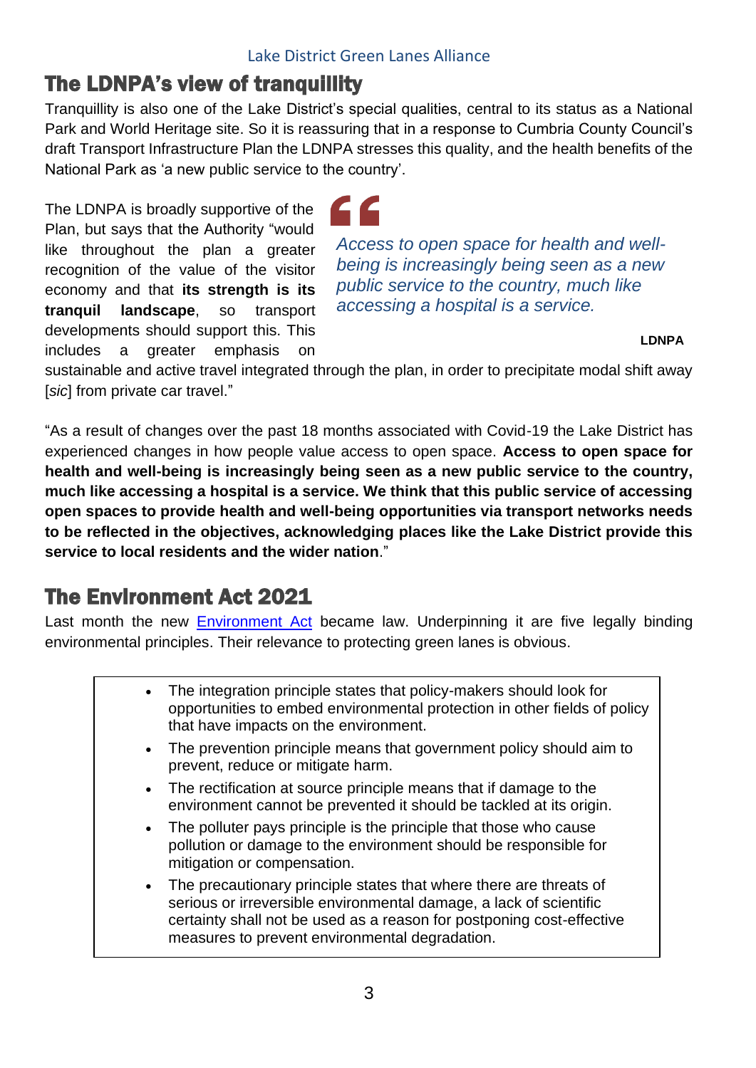## The LDNPA's view of tranquillity

Tranquillity is also one of the Lake District's special qualities, central to its status as a National Park and World Heritage site. So it is reassuring that in a response to Cumbria County Council's draft Transport Infrastructure Plan the LDNPA stresses this quality, and the health benefits of the National Park as 'a new public service to the country'.

The LDNPA is broadly supportive of the Plan, but says that the Authority "would like throughout the plan a greater recognition of the value of the visitor economy and that **its strength is its tranquil landscape**, so transport developments should support this. This includes a greater emphasis on sustainable and active travel integrated through the plan, in order to precipitate modal shift away [*sic*] from private car travel."

> *Access to open space for health and well-being is increasingly being seen as a new public service to the country, much like accessing a hospital is a service.*
>
> **LDNPA**

"As a result of changes over the past 18 months associated with Covid-19 the Lake District has experienced changes in how people value access to open space. **Access to open space for health and well-being is increasingly being seen as a new public service to the country, much like accessing a hospital is a service. We think that this public service of accessing open spaces to provide health and well-being opportunities via transport networks needs to be reflected in the objectives, acknowledging places like the Lake District provide this service to local residents and the wider nation**."

## The Environment Act 2021

Last month the new Environment Act became law. Underpinning it are five legally binding environmental principles. Their relevance to protecting green lanes is obvious.

- The integration principle states that policy-makers should look for opportunities to embed environmental protection in other fields of policy that have impacts on the environment.
- The prevention principle means that government policy should aim to prevent, reduce or mitigate harm.
- The rectification at source principle means that if damage to the environment cannot be prevented it should be tackled at its origin.
- The polluter pays principle is the principle that those who cause pollution or damage to the environment should be responsible for mitigation or compensation.
- The precautionary principle states that where there are threats of serious or irreversible environmental damage, a lack of scientific certainty shall not be used as a reason for postponing cost-effective measures to prevent environmental degradation.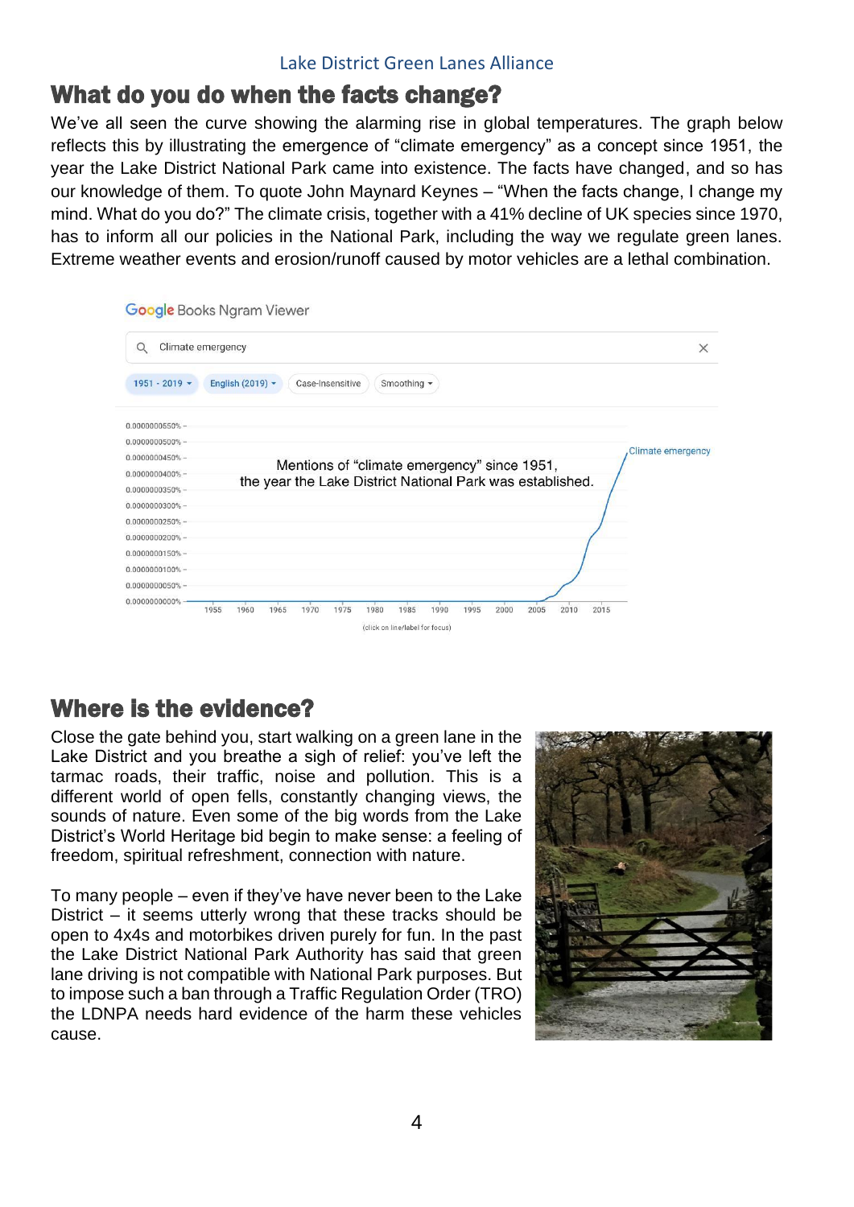## What do you do when the facts change?

We've all seen the curve showing the alarming rise in global temperatures. The graph below reflects this by illustrating the emergence of "climate emergency" as a concept since 1951, the year the Lake District National Park came into existence. The facts have changed, and so has our knowledge of them. To quote John Maynard Keynes – "When the facts change, I change my mind. What do you do?" The climate crisis, together with a 41% decline of UK species since 1970, has to inform all our policies in the National Park, including the way we regulate green lanes. Extreme weather events and erosion/runoff caused by motor vehicles are a lethal combination.

Mentions of "climate emergency" since 1951, the year the Lake District National Park was established.

## Where is the evidence?

Close the gate behind you, start walking on a green lane in the Lake District and you breathe a sigh of relief: you've left the tarmac roads, their traffic, noise and pollution. This is a different world of open fells, constantly changing views, the sounds of nature. Even some of the big words from the Lake District's World Heritage bid begin to make sense: a feeling of freedom, spiritual refreshment, connection with nature.

To many people – even if they've have never been to the Lake District – it seems utterly wrong that these tracks should be open to 4x4s and motorbikes driven purely for fun. In the past the Lake District National Park Authority has said that green lane driving is not compatible with National Park purposes. But to impose such a ban through a Traffic Regulation Order (TRO) the LDNPA needs hard evidence of the harm these vehicles cause.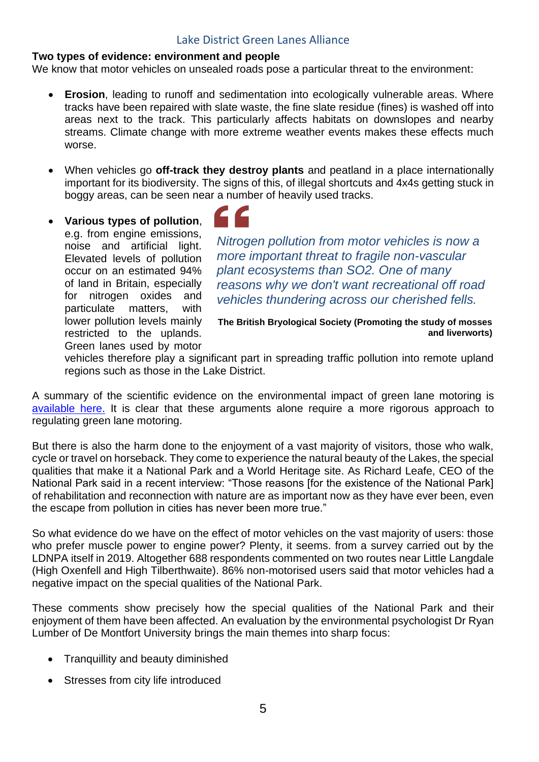**Two types of evidence: environment and people**

We know that motor vehicles on unsealed roads pose a particular threat to the environment:

- **Erosion**, leading to runoff and sedimentation into ecologically vulnerable areas. Where tracks have been repaired with slate waste, the fine slate residue (fines) is washed off into areas next to the track. This particularly affects habitats on downslopes and nearby streams. Climate change with more extreme weather events makes these effects much worse.

- When vehicles go **off-track they destroy plants** and peatland in a place internationally important for its biodiversity. The signs of this, of illegal shortcuts and 4x4s getting stuck in boggy areas, can be seen near a number of heavily used tracks.

- **Various types of pollution**, e.g. from engine emissions, noise and artificial light. Elevated levels of pollution occur on an estimated 94% of land in Britain, especially for nitrogen oxides and particulate matters, with lower pollution levels mainly restricted to the uplands. Green lanes used by motor vehicles therefore play a significant part in spreading traffic pollution into remote upland regions such as those in the Lake District.

> *Nitrogen pollution from motor vehicles is now a more important threat to fragile non-vascular plant ecosystems than $SO_2$. One of many reasons why we don't want recreational off road vehicles thundering across our cherished fells.*
>
> **The British Bryological Society (Promoting the study of mosses and liverworts)**

A summary of the scientific evidence on the environmental impact of green lane motoring is [available here.](#) It is clear that these arguments alone require a more rigorous approach to regulating green lane motoring.

But there is also the harm done to the enjoyment of a vast majority of visitors, those who walk, cycle or travel on horseback. They come to experience the natural beauty of the Lakes, the special qualities that make it a National Park and a World Heritage site. As Richard Leafe, CEO of the National Park said in a recent interview: "Those reasons [for the existence of the National Park] of rehabilitation and reconnection with nature are as important now as they have ever been, even the escape from pollution in cities has never been more true."

So what evidence do we have on the effect of motor vehicles on the vast majority of users: those who prefer muscle power to engine power? Plenty, it seems. from a survey carried out by the LDNPA itself in 2019. Altogether 688 respondents commented on two routes near Little Langdale (High Oxenfell and High Tilberthwaite). 86% non-motorised users said that motor vehicles had a negative impact on the special qualities of the National Park.

These comments show precisely how the special qualities of the National Park and their enjoyment of them have been affected. An evaluation by the environmental psychologist Dr Ryan Lumber of De Montfort University brings the main themes into sharp focus:

- Tranquillity and beauty diminished
- Stresses from city life introduced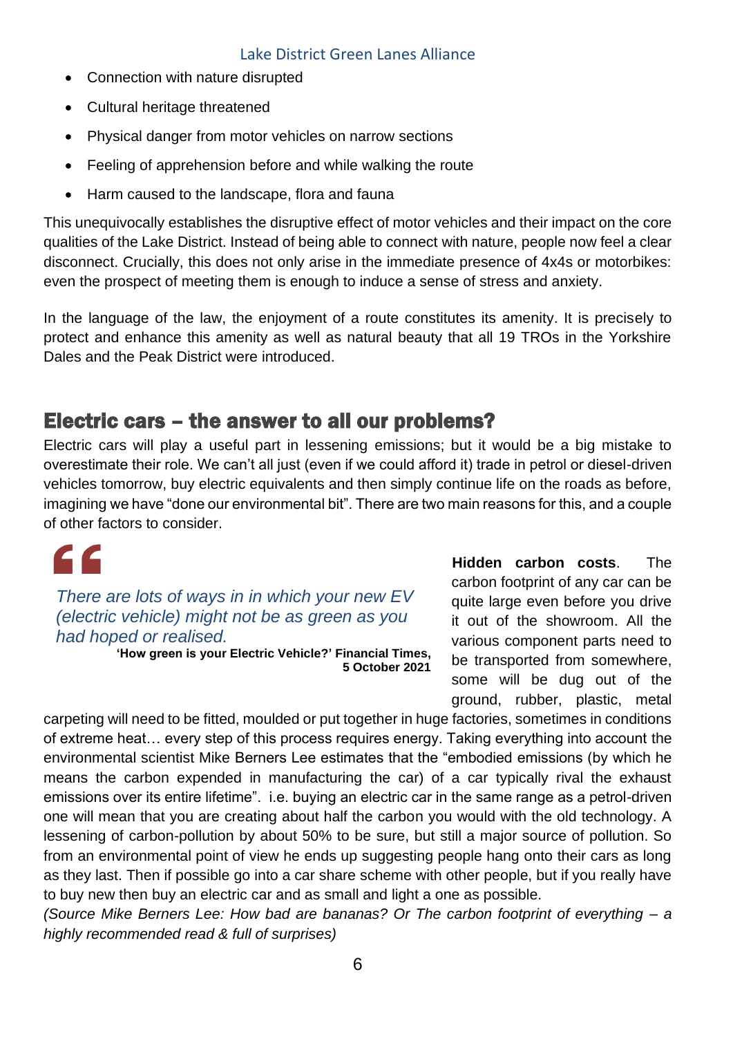- Connection with nature disrupted
- Cultural heritage threatened
- Physical danger from motor vehicles on narrow sections
- Feeling of apprehension before and while walking the route
- Harm caused to the landscape, flora and fauna

This unequivocally establishes the disruptive effect of motor vehicles and their impact on the core qualities of the Lake District. Instead of being able to connect with nature, people now feel a clear disconnect. Crucially, this does not only arise in the immediate presence of 4x4s or motorbikes: even the prospect of meeting them is enough to induce a sense of stress and anxiety.

In the language of the law, the enjoyment of a route constitutes its amenity. It is precisely to protect and enhance this amenity as well as natural beauty that all 19 TROs in the Yorkshire Dales and the Peak District were introduced.

## Electric cars – the answer to all our problems?

Electric cars will play a useful part in lessening emissions; but it would be a big mistake to overestimate their role. We can't all just (even if we could afford it) trade in petrol or diesel-driven vehicles tomorrow, buy electric equivalents and then simply continue life on the roads as before, imagining we have "done our environmental bit". There are two main reasons for this, and a couple of other factors to consider.

> *There are lots of ways in in which your new EV (electric vehicle) might not be as green as you had hoped or realised.*
>
> **'How green is your Electric Vehicle?' Financial Times, 5 October 2021**

**Hidden carbon costs**. The carbon footprint of any car can be quite large even before you drive it out of the showroom. All the various component parts need to be transported from somewhere, some will be dug out of the ground, rubber, plastic, metal carpeting will need to be fitted, moulded or put together in huge factories, sometimes in conditions of extreme heat… every step of this process requires energy. Taking everything into account the environmental scientist Mike Berners Lee estimates that the "embodied emissions (by which he means the carbon expended in manufacturing the car) of a car typically rival the exhaust emissions over its entire lifetime". i.e. buying an electric car in the same range as a petrol-driven one will mean that you are creating about half the carbon you would with the old technology. A lessening of carbon-pollution by about 50% to be sure, but still a major source of pollution. So from an environmental point of view he ends up suggesting people hang onto their cars as long as they last. Then if possible go into a car share scheme with other people, but if you really have to buy new then buy an electric car and as small and light a one as possible.

*(Source Mike Berners Lee: How bad are bananas? Or The carbon footprint of everything – a highly recommended read & full of surprises)*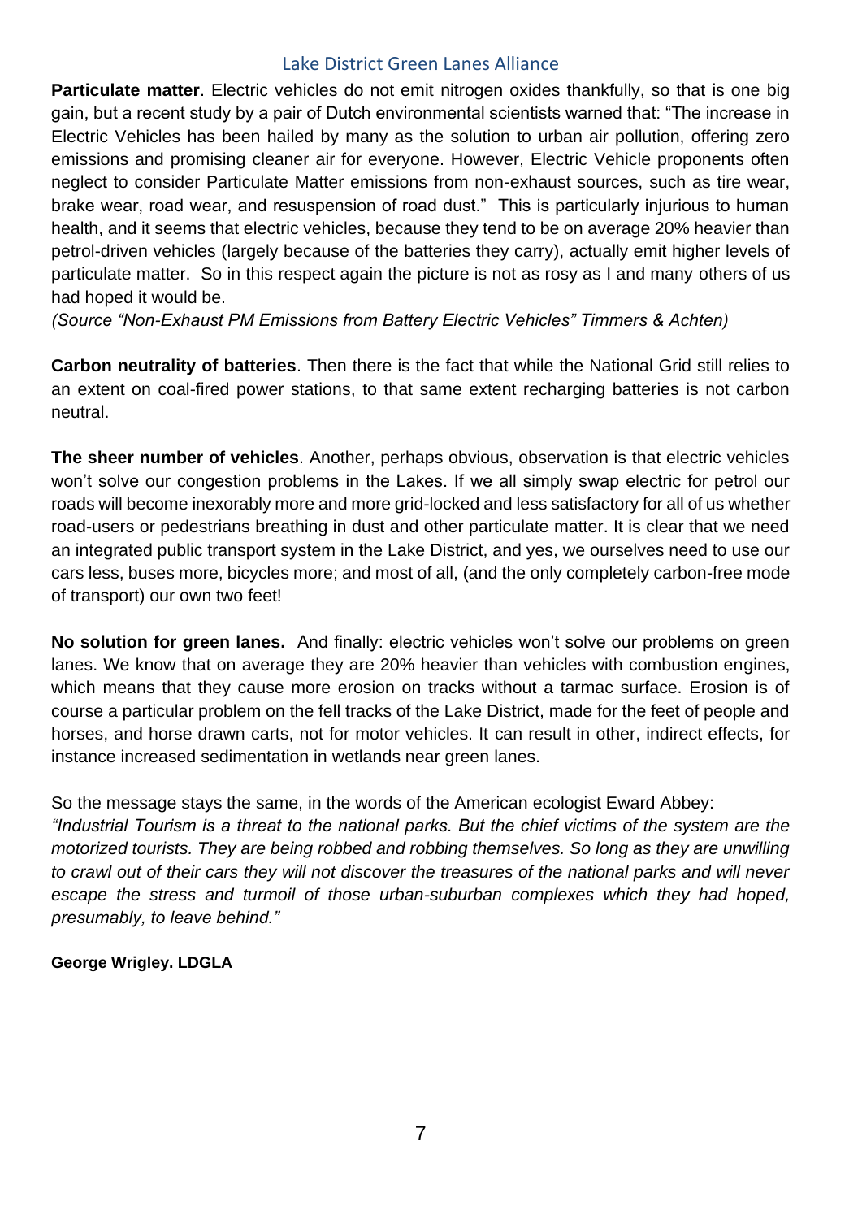**Particulate matter**. Electric vehicles do not emit nitrogen oxides thankfully, so that is one big gain, but a recent study by a pair of Dutch environmental scientists warned that: "The increase in Electric Vehicles has been hailed by many as the solution to urban air pollution, offering zero emissions and promising cleaner air for everyone. However, Electric Vehicle proponents often neglect to consider Particulate Matter emissions from non-exhaust sources, such as tire wear, brake wear, road wear, and resuspension of road dust." This is particularly injurious to human health, and it seems that electric vehicles, because they tend to be on average 20% heavier than petrol-driven vehicles (largely because of the batteries they carry), actually emit higher levels of particulate matter. So in this respect again the picture is not as rosy as I and many others of us had hoped it would be.
*(Source "Non-Exhaust PM Emissions from Battery Electric Vehicles" Timmers & Achten)*

**Carbon neutrality of batteries**. Then there is the fact that while the National Grid still relies to an extent on coal-fired power stations, to that same extent recharging batteries is not carbon neutral.

**The sheer number of vehicles**. Another, perhaps obvious, observation is that electric vehicles won't solve our congestion problems in the Lakes. If we all simply swap electric for petrol our roads will become inexorably more and more grid-locked and less satisfactory for all of us whether road-users or pedestrians breathing in dust and other particulate matter. It is clear that we need an integrated public transport system in the Lake District, and yes, we ourselves need to use our cars less, buses more, bicycles more; and most of all, (and the only completely carbon-free mode of transport) our own two feet!

**No solution for green lanes.** And finally: electric vehicles won't solve our problems on green lanes. We know that on average they are 20% heavier than vehicles with combustion engines, which means that they cause more erosion on tracks without a tarmac surface. Erosion is of course a particular problem on the fell tracks of the Lake District, made for the feet of people and horses, and horse drawn carts, not for motor vehicles. It can result in other, indirect effects, for instance increased sedimentation in wetlands near green lanes.

So the message stays the same, in the words of the American ecologist Eward Abbey:
*"Industrial Tourism is a threat to the national parks. But the chief victims of the system are the motorized tourists. They are being robbed and robbing themselves. So long as they are unwilling to crawl out of their cars they will not discover the treasures of the national parks and will never escape the stress and turmoil of those urban-suburban complexes which they had hoped, presumably, to leave behind."*

**George Wrigley. LDGLA**